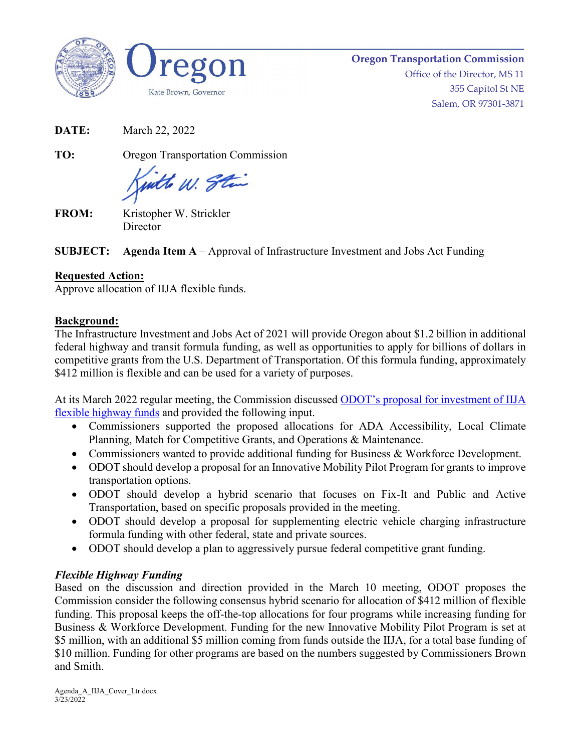Oregon
Kate Brown, Governor

**Oregon Transportation Commission**
Office of the Director, MS 11
355 Capitol St NE
Salem, OR 97301-3871

**DATE:** March 22, 2022

**TO:** Oregon Transportation Commission

**FROM:** Kristopher W. Strickler
Director

**SUBJECT:** **Agenda Item A** – Approval of Infrastructure Investment and Jobs Act Funding

**Requested Action:**

Approve allocation of IIJA flexible funds.

**Background:**

The Infrastructure Investment and Jobs Act of 2021 will provide Oregon about $1.2 billion in additional federal highway and transit formula funding, as well as opportunities to apply for billions of dollars in competitive grants from the U.S. Department of Transportation. Of this formula funding, approximately $412 million is flexible and can be used for a variety of purposes.

At its March 2022 regular meeting, the Commission discussed ODOT's proposal for investment of IIJA flexible highway funds and provided the following input.

- Commissioners supported the proposed allocations for ADA Accessibility, Local Climate Planning, Match for Competitive Grants, and Operations & Maintenance.
- Commissioners wanted to provide additional funding for Business & Workforce Development.
- ODOT should develop a proposal for an Innovative Mobility Pilot Program for grants to improve transportation options.
- ODOT should develop a hybrid scenario that focuses on Fix-It and Public and Active Transportation, based on specific proposals provided in the meeting.
- ODOT should develop a proposal for supplementing electric vehicle charging infrastructure formula funding with other federal, state and private sources.
- ODOT should develop a plan to aggressively pursue federal competitive grant funding.

***Flexible Highway Funding***

Based on the discussion and direction provided in the March 10 meeting, ODOT proposes the Commission consider the following consensus hybrid scenario for allocation of $412 million of flexible funding. This proposal keeps the off-the-top allocations for four programs while increasing funding for Business & Workforce Development. Funding for the new Innovative Mobility Pilot Program is set at $5 million, with an additional $5 million coming from funds outside the IIJA, for a total base funding of $10 million. Funding for other programs are based on the numbers suggested by Commissioners Brown and Smith.

Agenda_A_IIJA_Cover_Ltr.docx
3/23/2022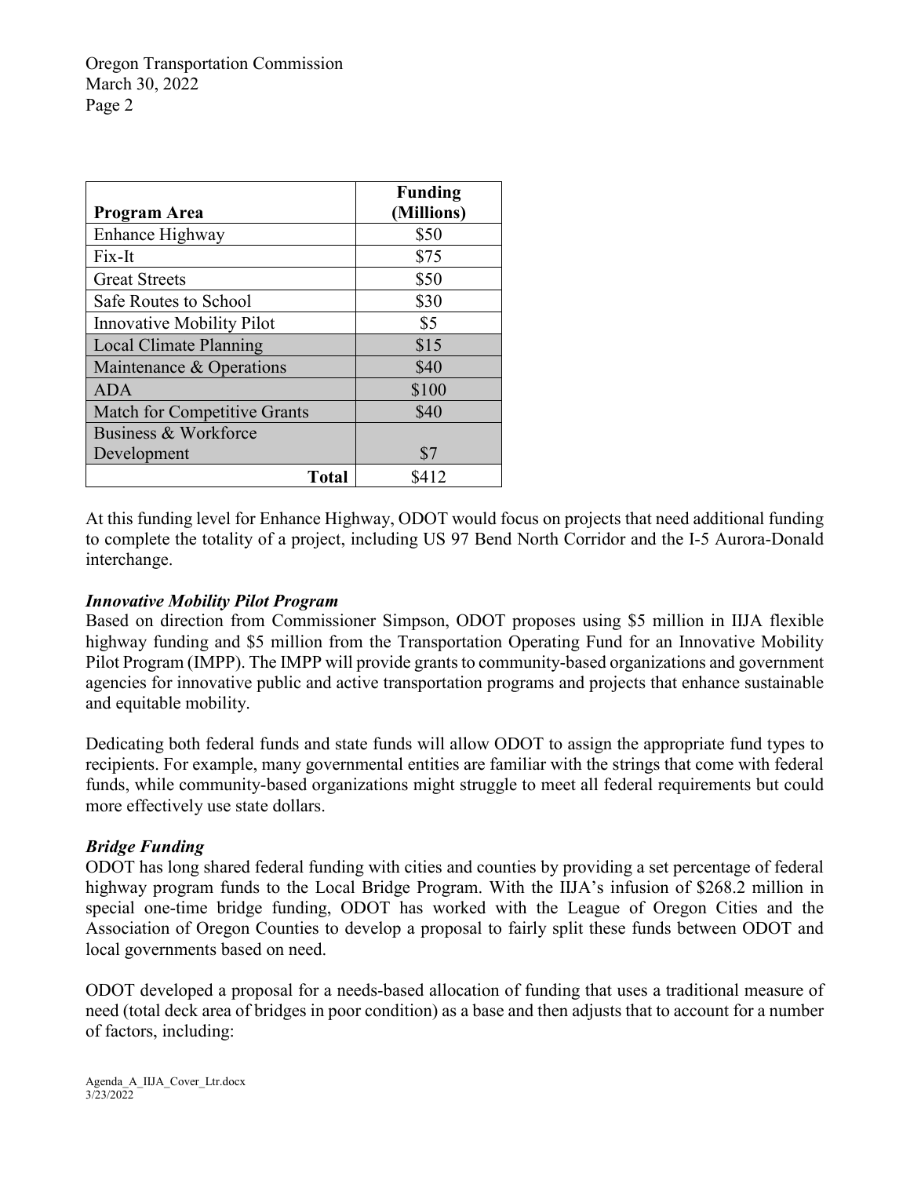| Program Area | Funding (Millions) |
|---|---|
| Enhance Highway | $50 |
| Fix-It | $75 |
| Great Streets | $50 |
| Safe Routes to School | $30 |
| Innovative Mobility Pilot | $5 |
| Local Climate Planning | $15 |
| Maintenance & Operations | $40 |
| ADA | $100 |
| Match for Competitive Grants | $40 |
| Business & Workforce Development | $7 |
| **Total** | $412 |

At this funding level for Enhance Highway, ODOT would focus on projects that need additional funding to complete the totality of a project, including US 97 Bend North Corridor and the I-5 Aurora-Donald interchange.

### *Innovative Mobility Pilot Program*

Based on direction from Commissioner Simpson, ODOT proposes using $5 million in IIJA flexible highway funding and $5 million from the Transportation Operating Fund for an Innovative Mobility Pilot Program (IMPP). The IMPP will provide grants to community-based organizations and government agencies for innovative public and active transportation programs and projects that enhance sustainable and equitable mobility.

Dedicating both federal funds and state funds will allow ODOT to assign the appropriate fund types to recipients. For example, many governmental entities are familiar with the strings that come with federal funds, while community-based organizations might struggle to meet all federal requirements but could more effectively use state dollars.

### *Bridge Funding*

ODOT has long shared federal funding with cities and counties by providing a set percentage of federal highway program funds to the Local Bridge Program. With the IIJA's infusion of $268.2 million in special one-time bridge funding, ODOT has worked with the League of Oregon Cities and the Association of Oregon Counties to develop a proposal to fairly split these funds between ODOT and local governments based on need.

ODOT developed a proposal for a needs-based allocation of funding that uses a traditional measure of need (total deck area of bridges in poor condition) as a base and then adjusts that to account for a number of factors, including: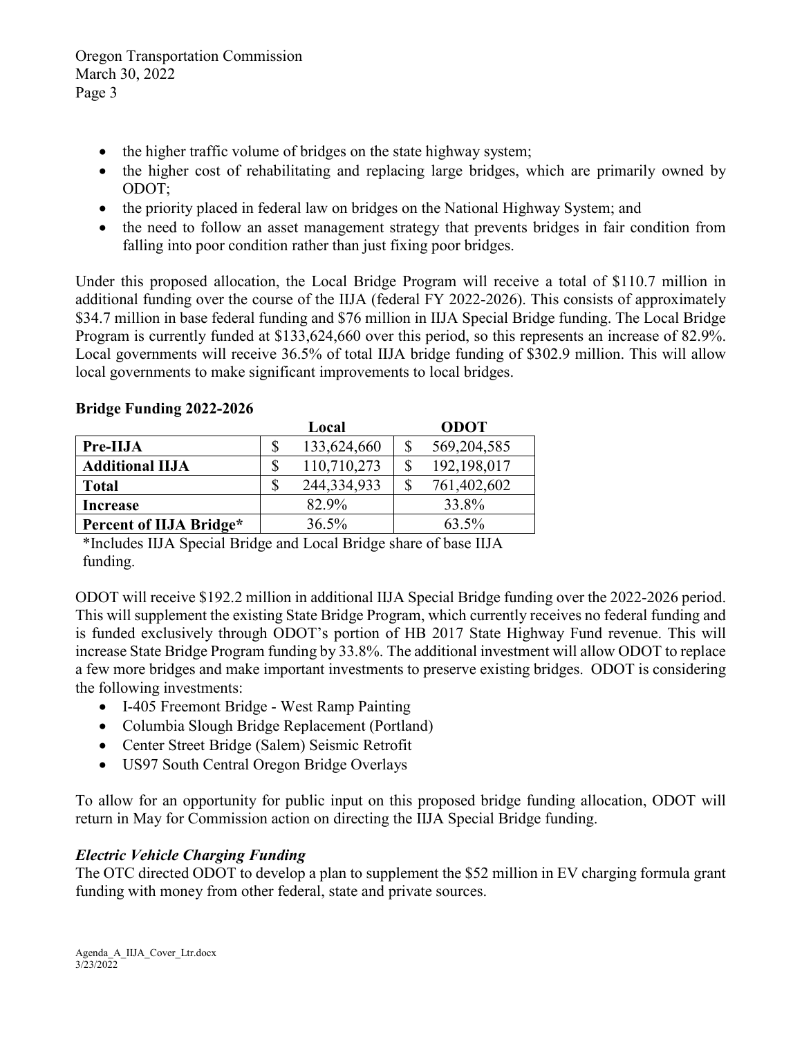- the higher traffic volume of bridges on the state highway system;
- the higher cost of rehabilitating and replacing large bridges, which are primarily owned by ODOT;
- the priority placed in federal law on bridges on the National Highway System; and
- the need to follow an asset management strategy that prevents bridges in fair condition from falling into poor condition rather than just fixing poor bridges.

Under this proposed allocation, the Local Bridge Program will receive a total of $110.7 million in additional funding over the course of the IIJA (federal FY 2022-2026). This consists of approximately $34.7 million in base federal funding and $76 million in IIJA Special Bridge funding. The Local Bridge Program is currently funded at $133,624,660 over this period, so this represents an increase of 82.9%. Local governments will receive 36.5% of total IIJA bridge funding of $302.9 million. This will allow local governments to make significant improvements to local bridges.

**Bridge Funding 2022-2026**

| | Local | ODOT |
|---|---|---|
| **Pre-IIJA** | $ 133,624,660 | $ 569,204,585 |
| **Additional IIJA** | $ 110,710,273 | $ 192,198,017 |
| **Total** | $ 244,334,933 | $ 761,402,602 |
| **Increase** | 82.9% | 33.8% |
| **Percent of IIJA Bridge*** | 36.5% | 63.5% |

*Includes IIJA Special Bridge and Local Bridge share of base IIJA funding.

ODOT will receive $192.2 million in additional IIJA Special Bridge funding over the 2022-2026 period. This will supplement the existing State Bridge Program, which currently receives no federal funding and is funded exclusively through ODOT's portion of HB 2017 State Highway Fund revenue. This will increase State Bridge Program funding by 33.8%. The additional investment will allow ODOT to replace a few more bridges and make important investments to preserve existing bridges. ODOT is considering the following investments:

- I-405 Freemont Bridge - West Ramp Painting
- Columbia Slough Bridge Replacement (Portland)
- Center Street Bridge (Salem) Seismic Retrofit
- US97 South Central Oregon Bridge Overlays

To allow for an opportunity for public input on this proposed bridge funding allocation, ODOT will return in May for Commission action on directing the IIJA Special Bridge funding.

### *Electric Vehicle Charging Funding*

The OTC directed ODOT to develop a plan to supplement the $52 million in EV charging formula grant funding with money from other federal, state and private sources.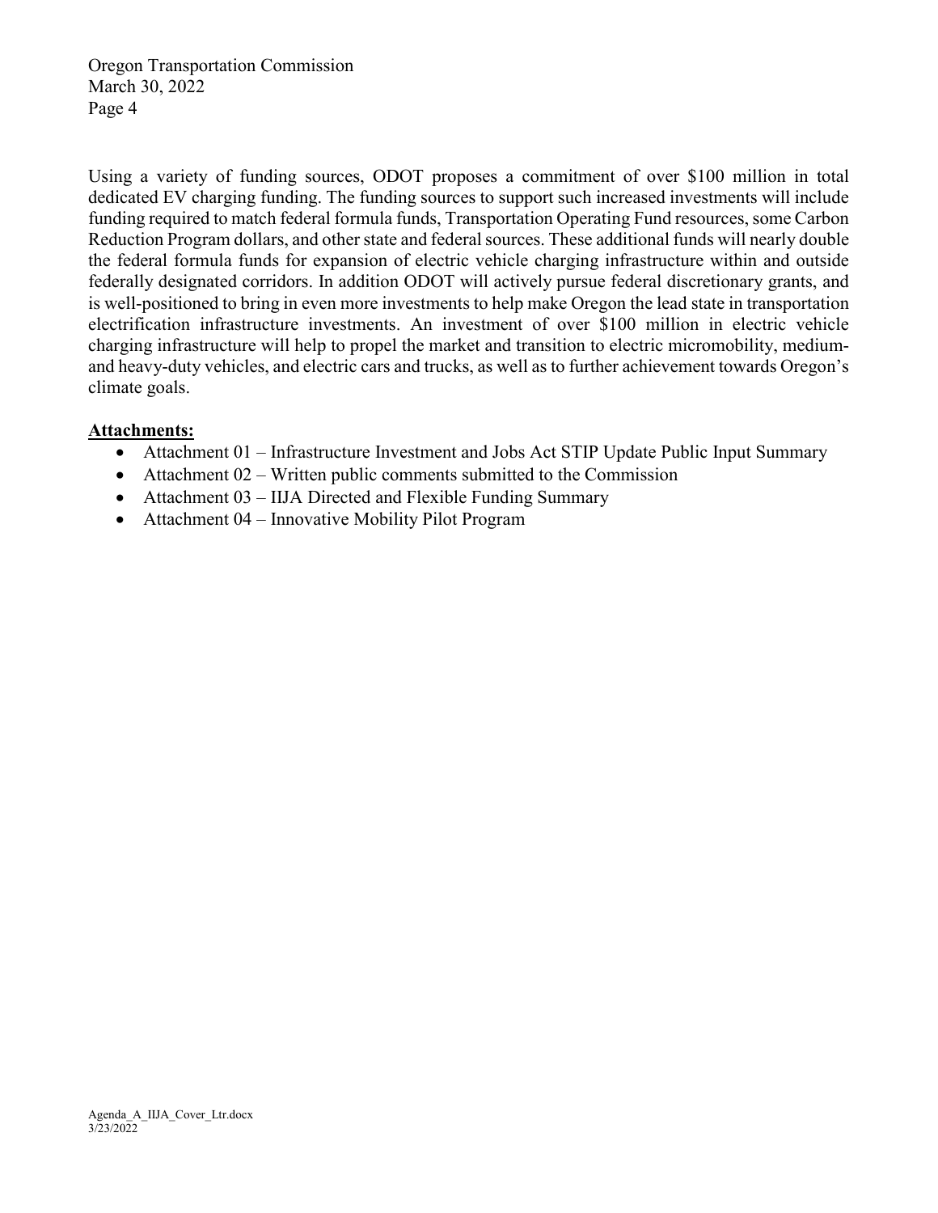Using a variety of funding sources, ODOT proposes a commitment of over $100 million in total dedicated EV charging funding. The funding sources to support such increased investments will include funding required to match federal formula funds, Transportation Operating Fund resources, some Carbon Reduction Program dollars, and other state and federal sources. These additional funds will nearly double the federal formula funds for expansion of electric vehicle charging infrastructure within and outside federally designated corridors. In addition ODOT will actively pursue federal discretionary grants, and is well-positioned to bring in even more investments to help make Oregon the lead state in transportation electrification infrastructure investments. An investment of over $100 million in electric vehicle charging infrastructure will help to propel the market and transition to electric micromobility, medium- and heavy-duty vehicles, and electric cars and trucks, as well as to further achievement towards Oregon's climate goals.

**Attachments:**

- Attachment 01 – Infrastructure Investment and Jobs Act STIP Update Public Input Summary
- Attachment 02 – Written public comments submitted to the Commission
- Attachment 03 – IIJA Directed and Flexible Funding Summary
- Attachment 04 – Innovative Mobility Pilot Program